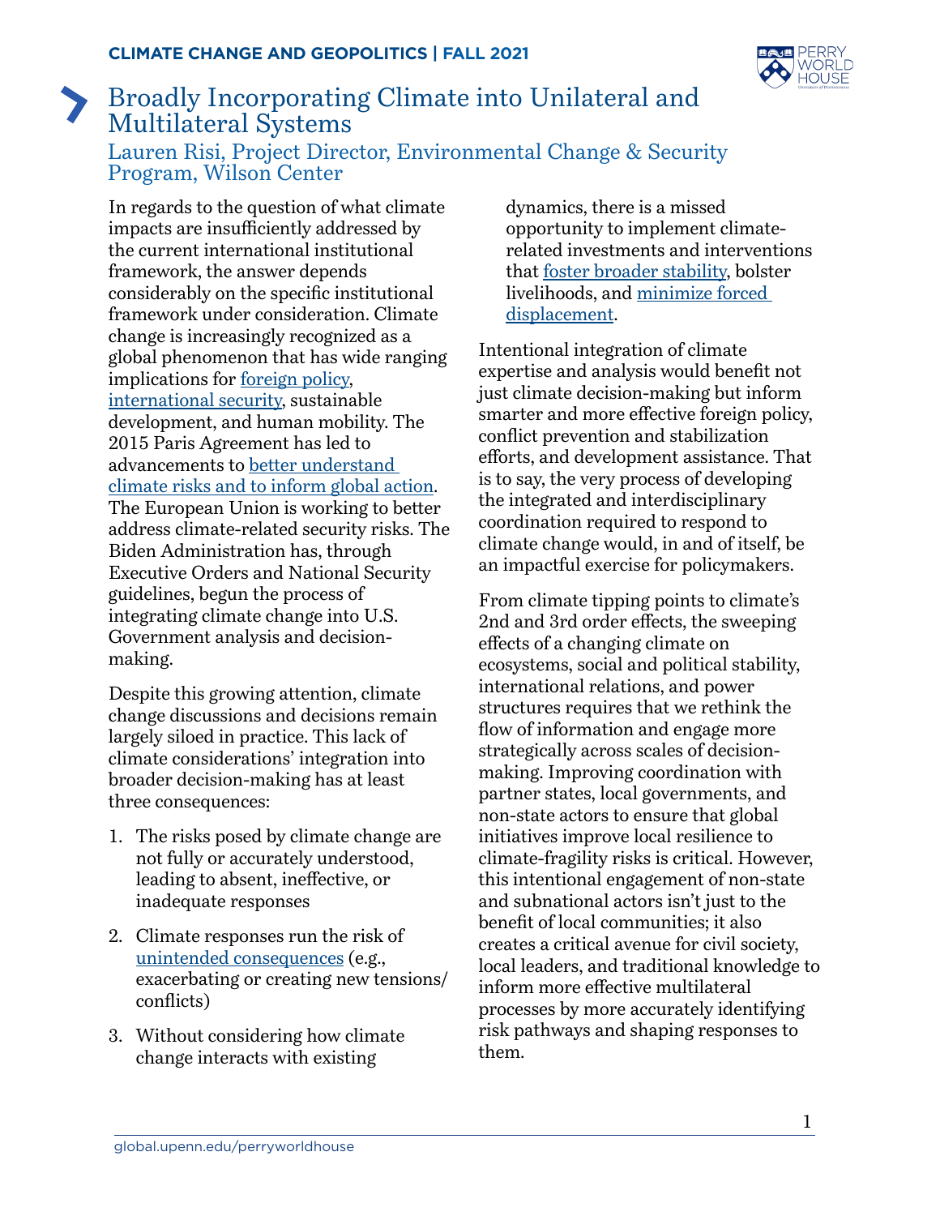# Broadly Incorporating Climate into Unilateral and Multilateral Systems

## Lauren Risi, Project Director, Environmental Change & Security Program, Wilson Center

In regards to the question of what climate impacts are insufficiently addressed by the current international institutional framework, the answer depends considerably on the specific institutional framework under consideration. Climate change is increasingly recognized as a global phenomenon that has wide ranging implications for foreign policy, international security, sustainable development, and human mobility. The 2015 Paris Agreement has led to advancements to better understand climate risks and to inform global action. The European Union is working to better address climate-related security risks. The Biden Administration has, through Executive Orders and National Security guidelines, begun the process of integrating climate change into U.S. Government analysis and decision-making.

Despite this growing attention, climate change discussions and decisions remain largely siloed in practice. This lack of climate considerations' integration into broader decision-making has at least three consequences:

1. The risks posed by climate change are not fully or accurately understood, leading to absent, ineffective, or inadequate responses
2. Climate responses run the risk of unintended consequences (e.g., exacerbating or creating new tensions/conflicts)
3. Without considering how climate change interacts with existing dynamics, there is a missed opportunity to implement climate-related investments and interventions that foster broader stability, bolster livelihoods, and minimize forced displacement.

Intentional integration of climate expertise and analysis would benefit not just climate decision-making but inform smarter and more effective foreign policy, conflict prevention and stabilization efforts, and development assistance. That is to say, the very process of developing the integrated and interdisciplinary coordination required to respond to climate change would, in and of itself, be an impactful exercise for policymakers.

From climate tipping points to climate's 2nd and 3rd order effects, the sweeping effects of a changing climate on ecosystems, social and political stability, international relations, and power structures requires that we rethink the flow of information and engage more strategically across scales of decision-making. Improving coordination with partner states, local governments, and non-state actors to ensure that global initiatives improve local resilience to climate-fragility risks is critical. However, this intentional engagement of non-state and subnational actors isn't just to the benefit of local communities; it also creates a critical avenue for civil society, local leaders, and traditional knowledge to inform more effective multilateral processes by more accurately identifying risk pathways and shaping responses to them.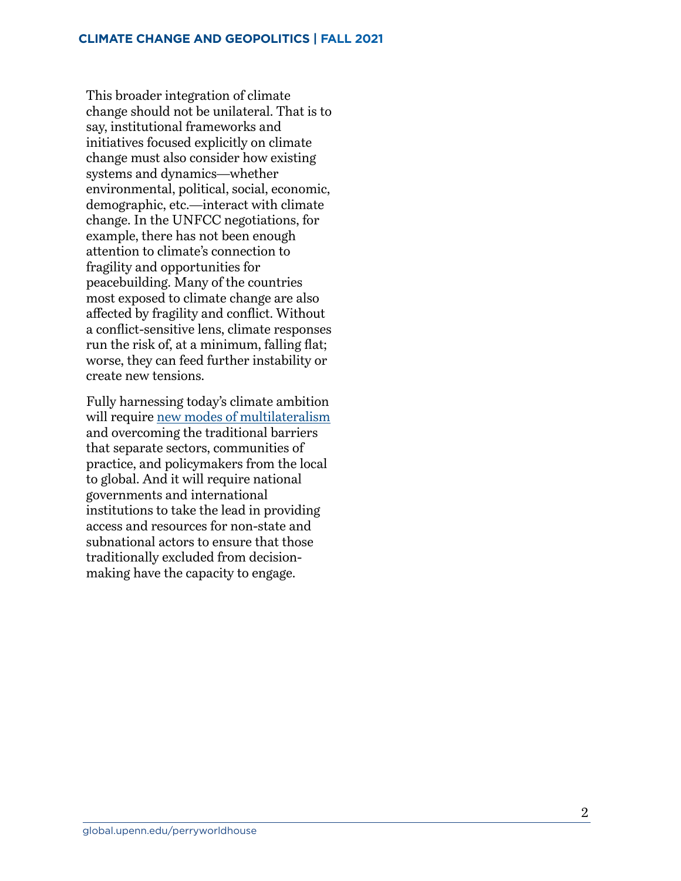This broader integration of climate change should not be unilateral. That is to say, institutional frameworks and initiatives focused explicitly on climate change must also consider how existing systems and dynamics—whether environmental, political, social, economic, demographic, etc.—interact with climate change. In the UNFCC negotiations, for example, there has not been enough attention to climate's connection to fragility and opportunities for peacebuilding. Many of the countries most exposed to climate change are also affected by fragility and conflict. Without a conflict-sensitive lens, climate responses run the risk of, at a minimum, falling flat; worse, they can feed further instability or create new tensions.

Fully harnessing today's climate ambition will require new modes of multilateralism and overcoming the traditional barriers that separate sectors, communities of practice, and policymakers from the local to global. And it will require national governments and international institutions to take the lead in providing access and resources for non-state and subnational actors to ensure that those traditionally excluded from decision-making have the capacity to engage.